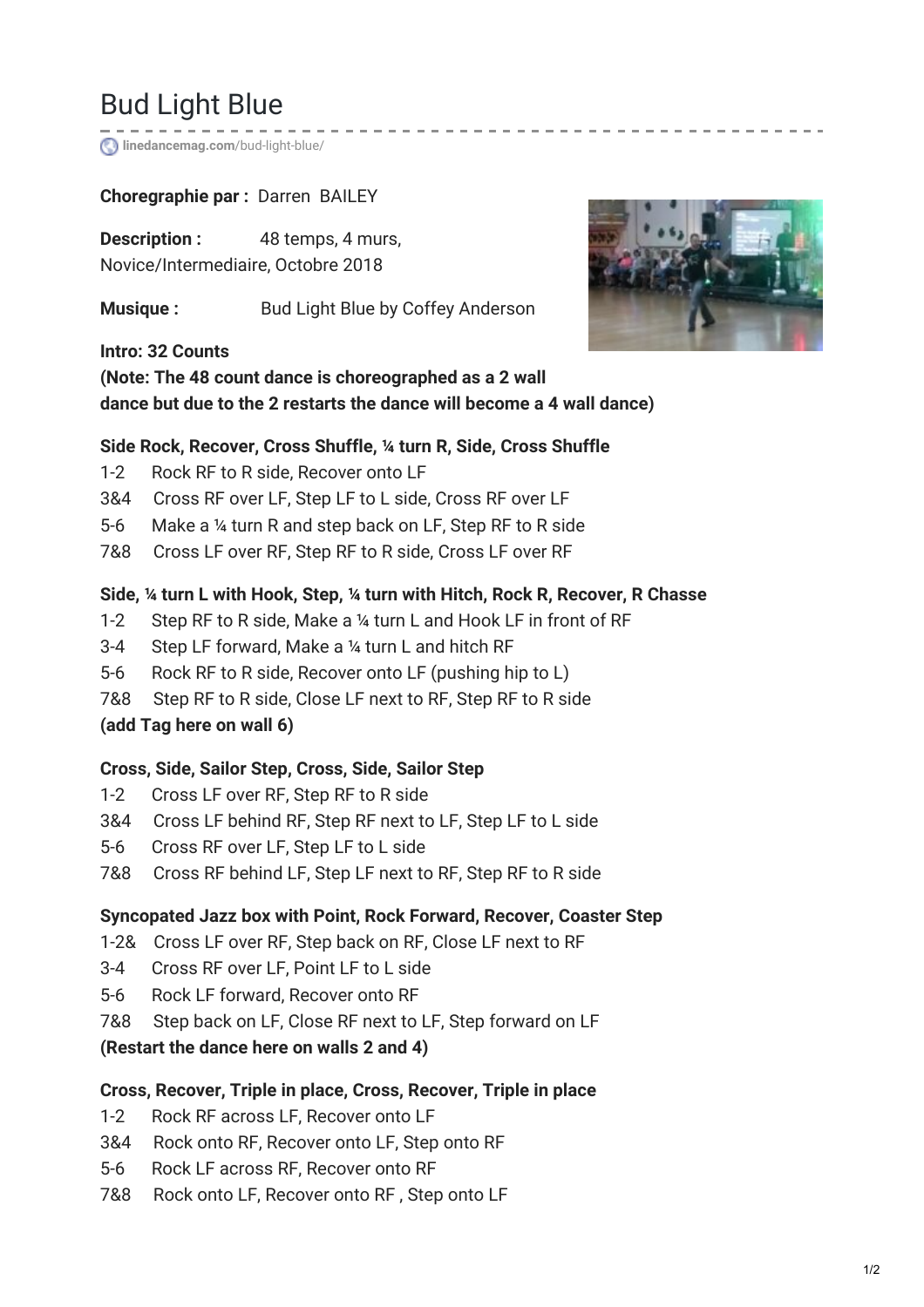# Bud Light Blue

linedancemag.com/bud-light-blue/

**Choregraphie par :** Darren BAILEY

**Description :** 48 temps, 4 murs, Novice/Intermediaire, Octobre 2018

**Musique :** Bud Light Blue by Coffey Anderson

**Intro: 32 Counts**

**(Note: The 48 count dance is choreographed as a 2 wall dance but due to the 2 restarts the dance will become a 4 wall dance)**

**Side Rock, Recover, Cross Shuffle, ¼ turn R, Side, Cross Shuffle**

1-2 Rock RF to R side, Recover onto LF
3&4 Cross RF over LF, Step LF to L side, Cross RF over LF
5-6 Make a ¼ turn R and step back on LF, Step RF to R side
7&8 Cross LF over RF, Step RF to R side, Cross LF over RF

**Side, ¼ turn L with Hook, Step, ¼ turn with Hitch, Rock R, Recover, R Chasse**

1-2 Step RF to R side, Make a ¼ turn L and Hook LF in front of RF
3-4 Step LF forward, Make a ¼ turn L and hitch RF
5-6 Rock RF to R side, Recover onto LF (pushing hip to L)
7&8 Step RF to R side, Close LF next to RF, Step RF to R side
**(add Tag here on wall 6)**

**Cross, Side, Sailor Step, Cross, Side, Sailor Step**

1-2 Cross LF over RF, Step RF to R side
3&4 Cross LF behind RF, Step RF next to LF, Step LF to L side
5-6 Cross RF over LF, Step LF to L side
7&8 Cross RF behind LF, Step LF next to RF, Step RF to R side

**Syncopated Jazz box with Point, Rock Forward, Recover, Coaster Step**

1-2& Cross LF over RF, Step back on RF, Close LF next to RF
3-4 Cross RF over LF, Point LF to L side
5-6 Rock LF forward, Recover onto RF
7&8 Step back on LF, Close RF next to LF, Step forward on LF
**(Restart the dance here on walls 2 and 4)**

**Cross, Recover, Triple in place, Cross, Recover, Triple in place**

1-2 Rock RF across LF, Recover onto LF
3&4 Rock onto RF, Recover onto LF, Step onto RF
5-6 Rock LF across RF, Recover onto RF
7&8 Rock onto LF, Recover onto RF , Step onto LF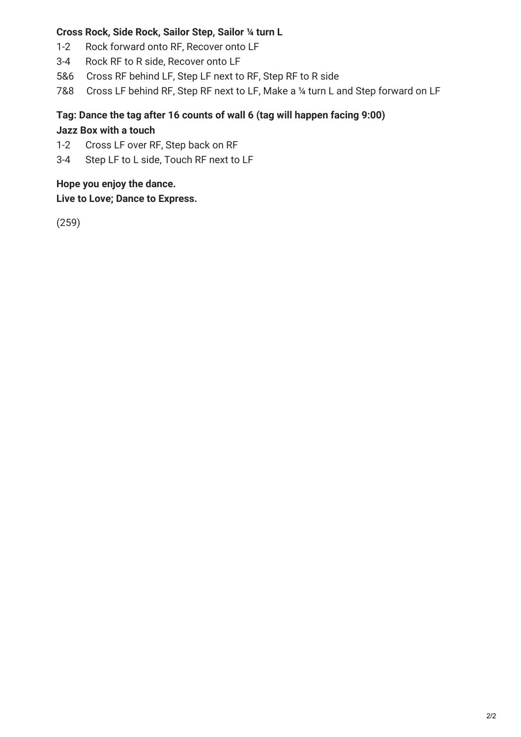**Cross Rock, Side Rock, Sailor Step, Sailor ¼ turn L**

1-2 Rock forward onto RF, Recover onto LF
3-4 Rock RF to R side, Recover onto LF
5&6 Cross RF behind LF, Step LF next to RF, Step RF to R side
7&8 Cross LF behind RF, Step RF next to LF, Make a ¼ turn L and Step forward on LF

**Tag: Dance the tag after 16 counts of wall 6 (tag will happen facing 9:00)**
**Jazz Box with a touch**

1-2 Cross LF over RF, Step back on RF
3-4 Step LF to L side, Touch RF next to LF

**Hope you enjoy the dance.**
**Live to Love; Dance to Express.**

(259)